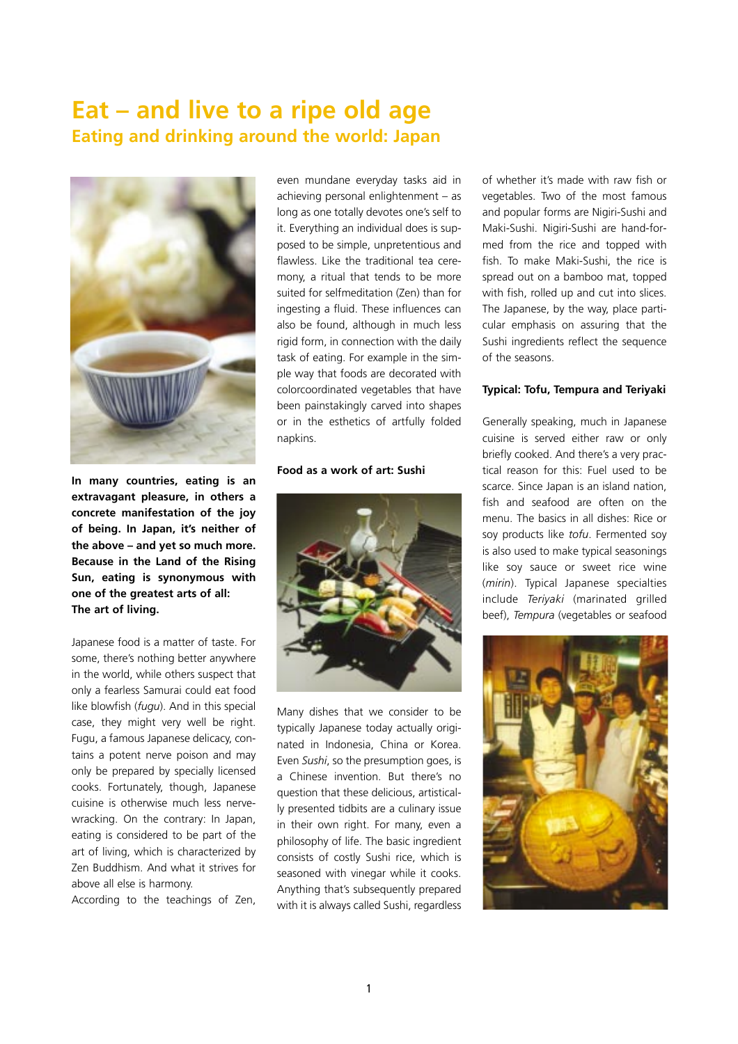# Eat – and live to a ripe old age

## Eating and drinking around the world: Japan

**In many countries, eating is an extravagant pleasure, in others a concrete manifestation of the joy of being. In Japan, it's neither of the above – and yet so much more. Because in the Land of the Rising Sun, eating is synonymous with one of the greatest arts of all: The art of living.**

Japanese food is a matter of taste. For some, there's nothing better anywhere in the world, while others suspect that only a fearless Samurai could eat food like blowfish (*fugu*). And in this special case, they might very well be right. Fugu, a famous Japanese delicacy, contains a potent nerve poison and may only be prepared by specially licensed cooks. Fortunately, though, Japanese cuisine is otherwise much less nerve-wracking. On the contrary: In Japan, eating is considered to be part of the art of living, which is characterized by Zen Buddhism. And what it strives for above all else is harmony.

According to the teachings of Zen, even mundane everyday tasks aid in achieving personal enlightenment – as long as one totally devotes one's self to it. Everything an individual does is supposed to be simple, unpretentious and flawless. Like the traditional tea ceremony, a ritual that tends to be more suited for selfmeditation (Zen) than for ingesting a fluid. These influences can also be found, although in much less rigid form, in connection with the daily task of eating. For example in the simple way that foods are decorated with colorcoordinated vegetables that have been painstakingly carved into shapes or in the esthetics of artfully folded napkins.

### Food as a work of art: Sushi

Many dishes that we consider to be typically Japanese today actually originated in Indonesia, China or Korea. Even *Sushi*, so the presumption goes, is a Chinese invention. But there's no question that these delicious, artistically presented tidbits are a culinary issue in their own right. For many, even a philosophy of life. The basic ingredient consists of costly Sushi rice, which is seasoned with vinegar while it cooks. Anything that's subsequently prepared with it is always called Sushi, regardless of whether it's made with raw fish or vegetables. Two of the most famous and popular forms are Nigiri-Sushi and Maki-Sushi. Nigiri-Sushi are hand-formed from the rice and topped with fish. To make Maki-Sushi, the rice is spread out on a bamboo mat, topped with fish, rolled up and cut into slices. The Japanese, by the way, place particular emphasis on assuring that the Sushi ingredients reflect the sequence of the seasons.

### Typical: Tofu, Tempura and Teriyaki

Generally speaking, much in Japanese cuisine is served either raw or only briefly cooked. And there's a very practical reason for this: Fuel used to be scarce. Since Japan is an island nation, fish and seafood are often on the menu. The basics in all dishes: Rice or soy products like *tofu*. Fermented soy is also used to make typical seasonings like soy sauce or sweet rice wine (*mirin*). Typical Japanese specialties include *Teriyaki* (marinated grilled beef), *Tempura* (vegetables or seafood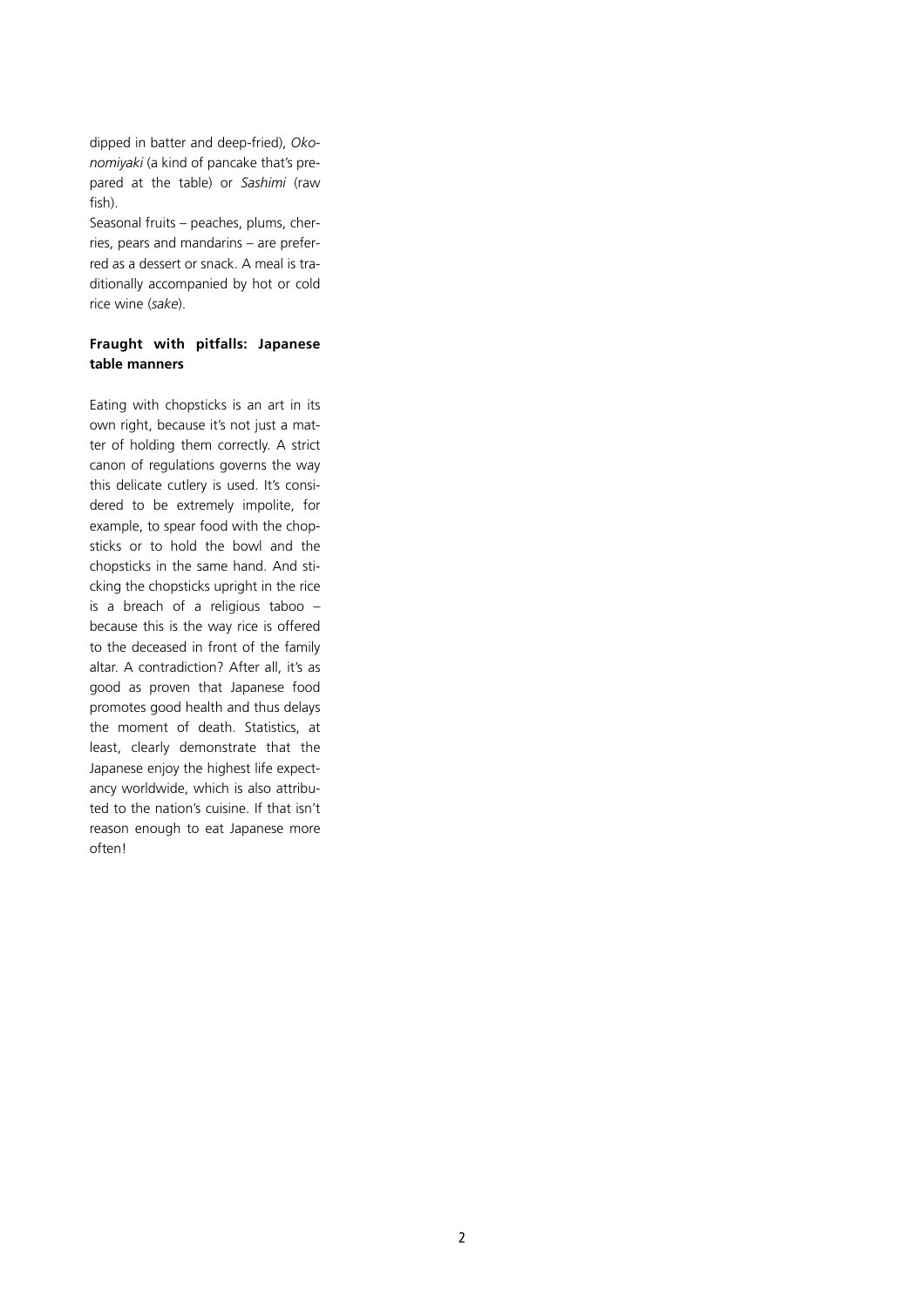dipped in batter and deep-fried), *Okonomiyaki* (a kind of pancake that's prepared at the table) or *Sashimi* (raw fish).

Seasonal fruits – peaches, plums, cherries, pears and mandarins – are preferred as a dessert or snack. A meal is traditionally accompanied by hot or cold rice wine (*sake*).

**Fraught with pitfalls: Japanese table manners**

Eating with chopsticks is an art in its own right, because it's not just a matter of holding them correctly. A strict canon of regulations governs the way this delicate cutlery is used. It's considered to be extremely impolite, for example, to spear food with the chopsticks or to hold the bowl and the chopsticks in the same hand. And sticking the chopsticks upright in the rice is a breach of a religious taboo – because this is the way rice is offered to the deceased in front of the family altar. A contradiction? After all, it's as good as proven that Japanese food promotes good health and thus delays the moment of death. Statistics, at least, clearly demonstrate that the Japanese enjoy the highest life expectancy worldwide, which is also attributed to the nation's cuisine. If that isn't reason enough to eat Japanese more often!